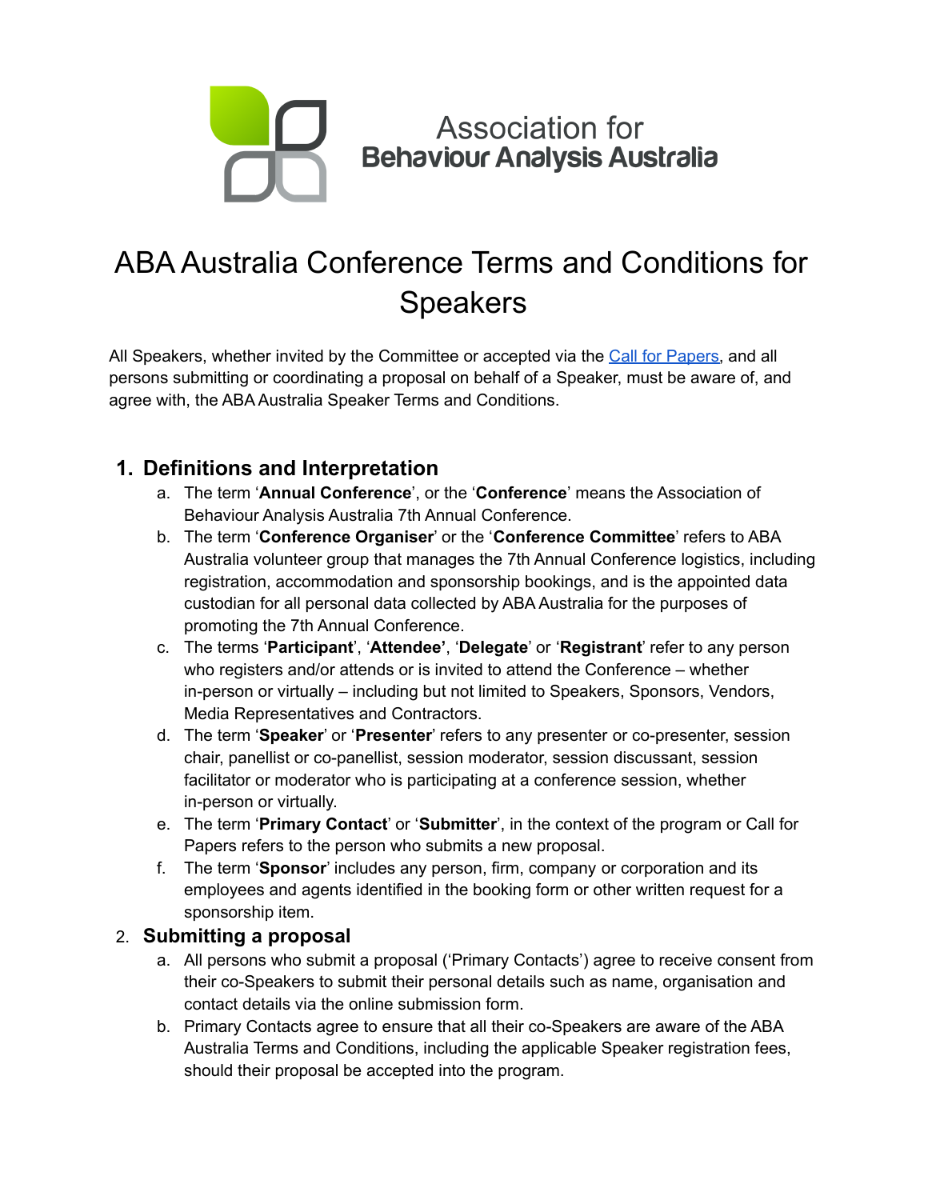Association for
**Behaviour Analysis Australia**

# ABA Australia Conference Terms and Conditions for Speakers

All Speakers, whether invited by the Committee or accepted via the [Call for Papers](), and all persons submitting or coordinating a proposal on behalf of a Speaker, must be aware of, and agree with, the ABA Australia Speaker Terms and Conditions.

## 1. Definitions and Interpretation

a. The term '**Annual Conference**', or the '**Conference**' means the Association of Behaviour Analysis Australia 7th Annual Conference.

b. The term '**Conference Organiser**' or the '**Conference Committee**' refers to ABA Australia volunteer group that manages the 7th Annual Conference logistics, including registration, accommodation and sponsorship bookings, and is the appointed data custodian for all personal data collected by ABA Australia for the purposes of promoting the 7th Annual Conference.

c. The terms '**Participant**', '**Attendee**', '**Delegate**' or '**Registrant**' refer to any person who registers and/or attends or is invited to attend the Conference – whether in-person or virtually – including but not limited to Speakers, Sponsors, Vendors, Media Representatives and Contractors.

d. The term '**Speaker**' or '**Presenter**' refers to any presenter or co-presenter, session chair, panellist or co-panellist, session moderator, session discussant, session facilitator or moderator who is participating at a conference session, whether in-person or virtually.

e. The term '**Primary Contact**' or '**Submitter**', in the context of the program or Call for Papers refers to the person who submits a new proposal.

f. The term '**Sponsor**' includes any person, firm, company or corporation and its employees and agents identified in the booking form or other written request for a sponsorship item.

## 2. Submitting a proposal

a. All persons who submit a proposal ('Primary Contacts') agree to receive consent from their co-Speakers to submit their personal details such as name, organisation and contact details via the online submission form.

b. Primary Contacts agree to ensure that all their co-Speakers are aware of the ABA Australia Terms and Conditions, including the applicable Speaker registration fees, should their proposal be accepted into the program.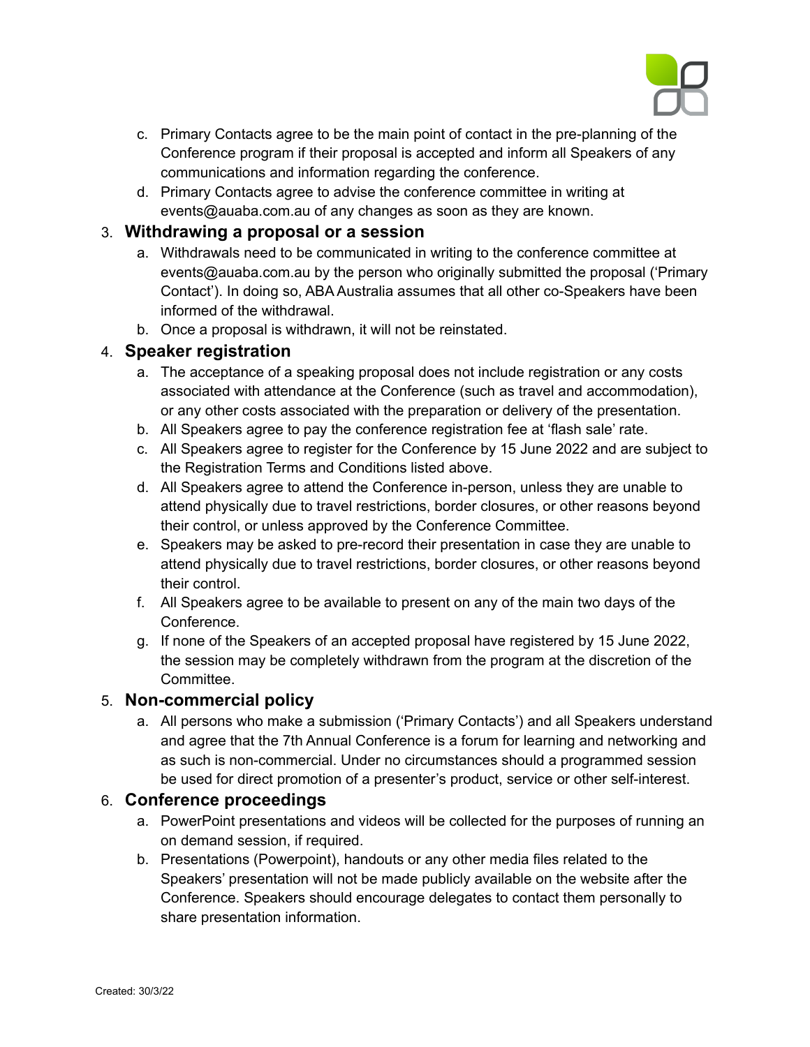c. Primary Contacts agree to be the main point of contact in the pre-planning of the Conference program if their proposal is accepted and inform all Speakers of any communications and information regarding the conference.

d. Primary Contacts agree to advise the conference committee in writing at events@auaba.com.au of any changes as soon as they are known.

3. **Withdrawing a proposal or a session**

   a. Withdrawals need to be communicated in writing to the conference committee at events@auaba.com.au by the person who originally submitted the proposal ('Primary Contact'). In doing so, ABA Australia assumes that all other co-Speakers have been informed of the withdrawal.

   b. Once a proposal is withdrawn, it will not be reinstated.

4. **Speaker registration**

   a. The acceptance of a speaking proposal does not include registration or any costs associated with attendance at the Conference (such as travel and accommodation), or any other costs associated with the preparation or delivery of the presentation.

   b. All Speakers agree to pay the conference registration fee at 'flash sale' rate.

   c. All Speakers agree to register for the Conference by 15 June 2022 and are subject to the Registration Terms and Conditions listed above.

   d. All Speakers agree to attend the Conference in-person, unless they are unable to attend physically due to travel restrictions, border closures, or other reasons beyond their control, or unless approved by the Conference Committee.

   e. Speakers may be asked to pre-record their presentation in case they are unable to attend physically due to travel restrictions, border closures, or other reasons beyond their control.

   f. All Speakers agree to be available to present on any of the main two days of the Conference.

   g. If none of the Speakers of an accepted proposal have registered by 15 June 2022, the session may be completely withdrawn from the program at the discretion of the Committee.

5. **Non-commercial policy**

   a. All persons who make a submission ('Primary Contacts') and all Speakers understand and agree that the 7th Annual Conference is a forum for learning and networking and as such is non-commercial. Under no circumstances should a programmed session be used for direct promotion of a presenter's product, service or other self-interest.

6. **Conference proceedings**

   a. PowerPoint presentations and videos will be collected for the purposes of running an on demand session, if required.

   b. Presentations (Powerpoint), handouts or any other media files related to the Speakers' presentation will not be made publicly available on the website after the Conference. Speakers should encourage delegates to contact them personally to share presentation information.

Created: 30/3/22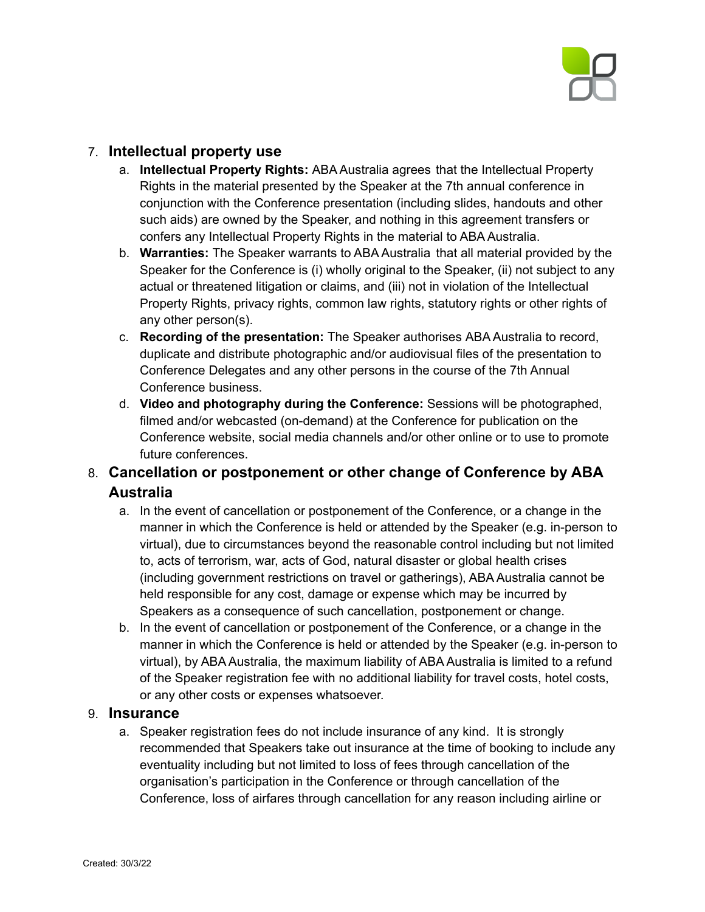7. **Intellectual property use**
    a. **Intellectual Property Rights:** ABA Australia agrees that the Intellectual Property Rights in the material presented by the Speaker at the 7th annual conference in conjunction with the Conference presentation (including slides, handouts and other such aids) are owned by the Speaker, and nothing in this agreement transfers or confers any Intellectual Property Rights in the material to ABA Australia.
    b. **Warranties:** The Speaker warrants to ABA Australia that all material provided by the Speaker for the Conference is (i) wholly original to the Speaker, (ii) not subject to any actual or threatened litigation or claims, and (iii) not in violation of the Intellectual Property Rights, privacy rights, common law rights, statutory rights or other rights of any other person(s).
    c. **Recording of the presentation:** The Speaker authorises ABA Australia to record, duplicate and distribute photographic and/or audiovisual files of the presentation to Conference Delegates and any other persons in the course of the 7th Annual Conference business.
    d. **Video and photography during the Conference:** Sessions will be photographed, filmed and/or webcasted (on-demand) at the Conference for publication on the Conference website, social media channels and/or other online or to use to promote future conferences.
8. **Cancellation or postponement or other change of Conference by ABA Australia**
    a. In the event of cancellation or postponement of the Conference, or a change in the manner in which the Conference is held or attended by the Speaker (e.g. in-person to virtual), due to circumstances beyond the reasonable control including but not limited to, acts of terrorism, war, acts of God, natural disaster or global health crises (including government restrictions on travel or gatherings), ABA Australia cannot be held responsible for any cost, damage or expense which may be incurred by Speakers as a consequence of such cancellation, postponement or change.
    b. In the event of cancellation or postponement of the Conference, or a change in the manner in which the Conference is held or attended by the Speaker (e.g. in-person to virtual), by ABA Australia, the maximum liability of ABA Australia is limited to a refund of the Speaker registration fee with no additional liability for travel costs, hotel costs, or any other costs or expenses whatsoever.
9. **Insurance**
    a. Speaker registration fees do not include insurance of any kind. It is strongly recommended that Speakers take out insurance at the time of booking to include any eventuality including but not limited to loss of fees through cancellation of the organisation's participation in the Conference or through cancellation of the Conference, loss of airfares through cancellation for any reason including airline or

Created: 30/3/22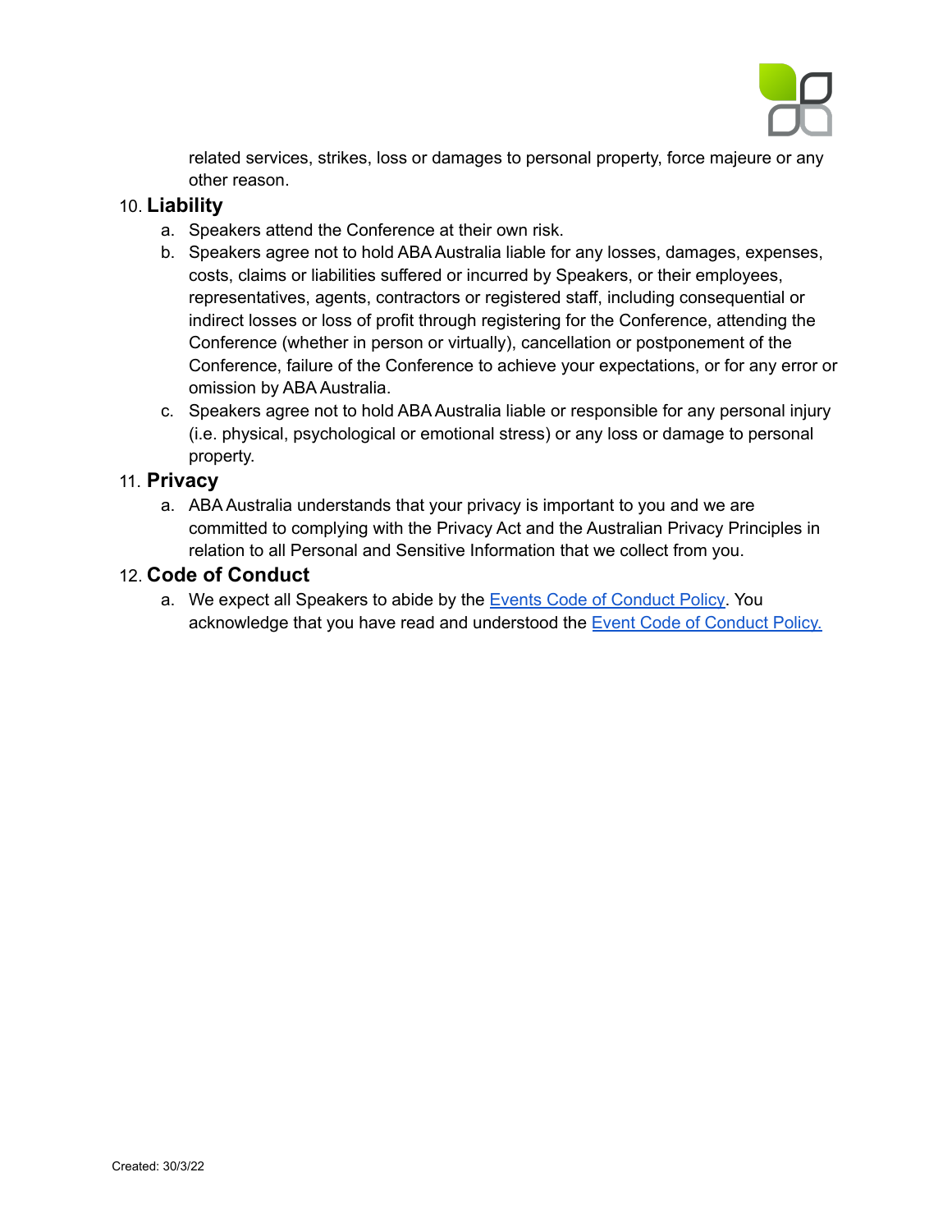related services, strikes, loss or damages to personal property, force majeure or any other reason.

10. **Liability**
    a. Speakers attend the Conference at their own risk.
    b. Speakers agree not to hold ABA Australia liable for any losses, damages, expenses, costs, claims or liabilities suffered or incurred by Speakers, or their employees, representatives, agents, contractors or registered staff, including consequential or indirect losses or loss of profit through registering for the Conference, attending the Conference (whether in person or virtually), cancellation or postponement of the Conference, failure of the Conference to achieve your expectations, or for any error or omission by ABA Australia.
    c. Speakers agree not to hold ABA Australia liable or responsible for any personal injury (i.e. physical, psychological or emotional stress) or any loss or damage to personal property.

11. **Privacy**
    a. ABA Australia understands that your privacy is important to you and we are committed to complying with the Privacy Act and the Australian Privacy Principles in relation to all Personal and Sensitive Information that we collect from you.

12. **Code of Conduct**
    a. We expect all Speakers to abide by the Events Code of Conduct Policy. You acknowledge that you have read and understood the Event Code of Conduct Policy.

Created: 30/3/22